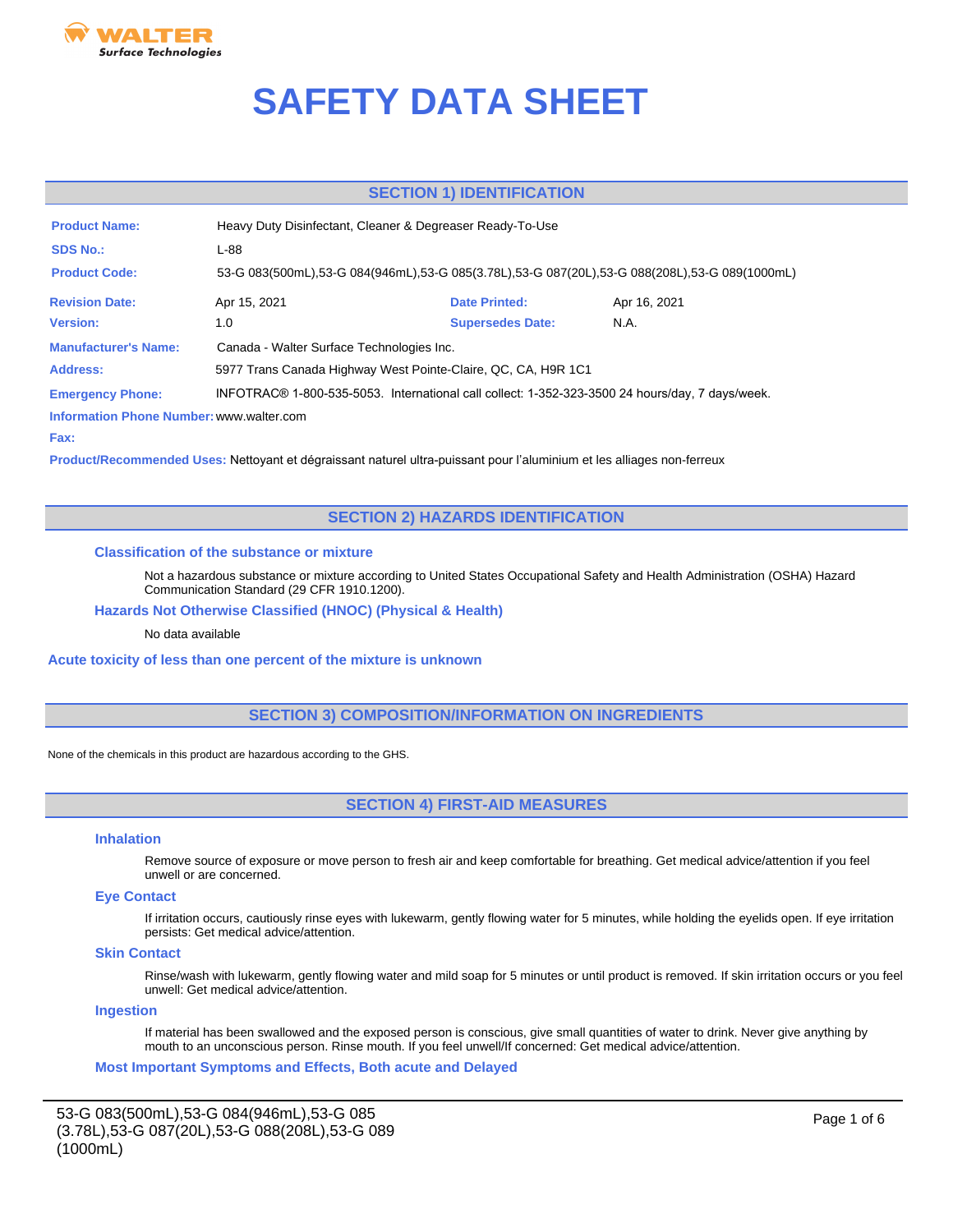WALTER
Surface Technologies

# SAFETY DATA SHEET

## SECTION 1) IDENTIFICATION

**Product Name:** Heavy Duty Disinfectant, Cleaner & Degreaser Ready-To-Use

**SDS No.:** L-88

**Product Code:** 53-G 083(500mL),53-G 084(946mL),53-G 085(3.78L),53-G 087(20L),53-G 088(208L),53-G 089(1000mL)

**Revision Date:** Apr 15, 2021 **Date Printed:** Apr 16, 2021

**Version:** 1.0 **Supersedes Date:** N.A.

**Manufacturer's Name:** Canada - Walter Surface Technologies Inc.

**Address:** 5977 Trans Canada Highway West Pointe-Claire, QC, CA, H9R 1C1

**Emergency Phone:** INFOTRAC® 1-800-535-5053. International call collect: 1-352-323-3500 24 hours/day, 7 days/week.

**Information Phone Number:** www.walter.com

**Fax:**

**Product/Recommended Uses:** Nettoyant et dégraissant naturel ultra-puissant pour l'aluminium et les alliages non-ferreux

## SECTION 2) HAZARDS IDENTIFICATION

### Classification of the substance or mixture

Not a hazardous substance or mixture according to United States Occupational Safety and Health Administration (OSHA) Hazard Communication Standard (29 CFR 1910.1200).

### Hazards Not Otherwise Classified (HNOC) (Physical & Health)

No data available

### Acute toxicity of less than one percent of the mixture is unknown

## SECTION 3) COMPOSITION/INFORMATION ON INGREDIENTS

None of the chemicals in this product are hazardous according to the GHS.

## SECTION 4) FIRST-AID MEASURES

### Inhalation

Remove source of exposure or move person to fresh air and keep comfortable for breathing. Get medical advice/attention if you feel unwell or are concerned.

### Eye Contact

If irritation occurs, cautiously rinse eyes with lukewarm, gently flowing water for 5 minutes, while holding the eyelids open. If eye irritation persists: Get medical advice/attention.

### Skin Contact

Rinse/wash with lukewarm, gently flowing water and mild soap for 5 minutes or until product is removed. If skin irritation occurs or you feel unwell: Get medical advice/attention.

### Ingestion

If material has been swallowed and the exposed person is conscious, give small quantities of water to drink. Never give anything by mouth to an unconscious person. Rinse mouth. If you feel unwell/If concerned: Get medical advice/attention.

### Most Important Symptoms and Effects, Both acute and Delayed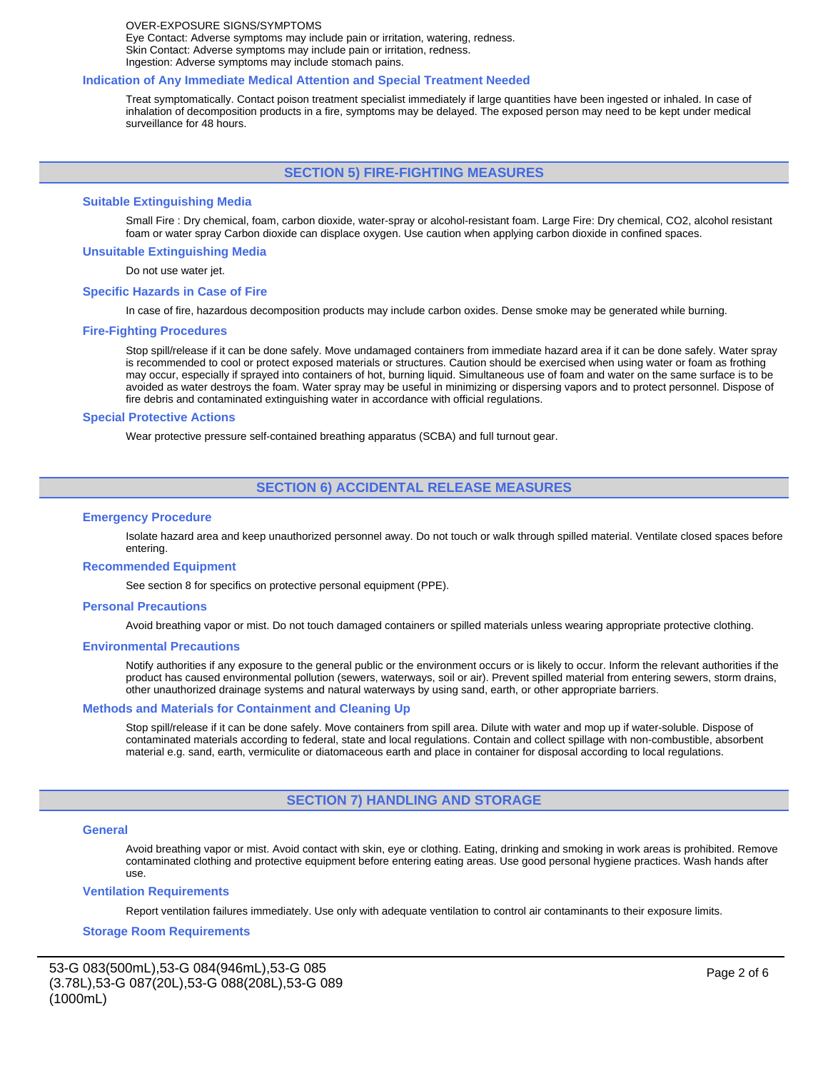OVER-EXPOSURE SIGNS/SYMPTOMS
Eye Contact: Adverse symptoms may include pain or irritation, watering, redness.
Skin Contact: Adverse symptoms may include pain or irritation, redness.
Ingestion: Adverse symptoms may include stomach pains.

### Indication of Any Immediate Medical Attention and Special Treatment Needed

Treat symptomatically. Contact poison treatment specialist immediately if large quantities have been ingested or inhaled. In case of inhalation of decomposition products in a fire, symptoms may be delayed. The exposed person may need to be kept under medical surveillance for 48 hours.

## SECTION 5) FIRE-FIGHTING MEASURES

### Suitable Extinguishing Media

Small Fire : Dry chemical, foam, carbon dioxide, water-spray or alcohol-resistant foam. Large Fire: Dry chemical, $CO_2$, alcohol resistant foam or water spray Carbon dioxide can displace oxygen. Use caution when applying carbon dioxide in confined spaces.

### Unsuitable Extinguishing Media

Do not use water jet.

### Specific Hazards in Case of Fire

In case of fire, hazardous decomposition products may include carbon oxides. Dense smoke may be generated while burning.

### Fire-Fighting Procedures

Stop spill/release if it can be done safely. Move undamaged containers from immediate hazard area if it can be done safely. Water spray is recommended to cool or protect exposed materials or structures. Caution should be exercised when using water or foam as frothing may occur, especially if sprayed into containers of hot, burning liquid. Simultaneous use of foam and water on the same surface is to be avoided as water destroys the foam. Water spray may be useful in minimizing or dispersing vapors and to protect personnel. Dispose of fire debris and contaminated extinguishing water in accordance with official regulations.

### Special Protective Actions

Wear protective pressure self-contained breathing apparatus (SCBA) and full turnout gear.

## SECTION 6) ACCIDENTAL RELEASE MEASURES

### Emergency Procedure

Isolate hazard area and keep unauthorized personnel away. Do not touch or walk through spilled material. Ventilate closed spaces before entering.

### Recommended Equipment

See section 8 for specifics on protective personal equipment (PPE).

### Personal Precautions

Avoid breathing vapor or mist. Do not touch damaged containers or spilled materials unless wearing appropriate protective clothing.

### Environmental Precautions

Notify authorities if any exposure to the general public or the environment occurs or is likely to occur. Inform the relevant authorities if the product has caused environmental pollution (sewers, waterways, soil or air). Prevent spilled material from entering sewers, storm drains, other unauthorized drainage systems and natural waterways by using sand, earth, or other appropriate barriers.

### Methods and Materials for Containment and Cleaning Up

Stop spill/release if it can be done safely. Move containers from spill area. Dilute with water and mop up if water-soluble. Dispose of contaminated materials according to federal, state and local regulations. Contain and collect spillage with non-combustible, absorbent material e.g. sand, earth, vermiculite or diatomaceous earth and place in container for disposal according to local regulations.

## SECTION 7) HANDLING AND STORAGE

### General

Avoid breathing vapor or mist. Avoid contact with skin, eye or clothing. Eating, drinking and smoking in work areas is prohibited. Remove contaminated clothing and protective equipment before entering eating areas. Use good personal hygiene practices. Wash hands after use.

### Ventilation Requirements

Report ventilation failures immediately. Use only with adequate ventilation to control air contaminants to their exposure limits.

### Storage Room Requirements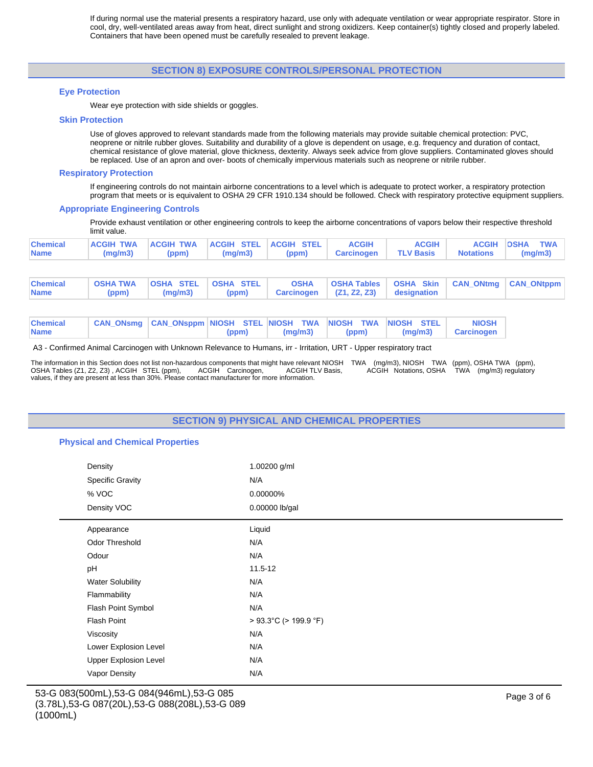If during normal use the material presents a respiratory hazard, use only with adequate ventilation or wear appropriate respirator. Store in cool, dry, well-ventilated areas away from heat, direct sunlight and strong oxidizers. Keep container(s) tightly closed and properly labeled. Containers that have been opened must be carefully resealed to prevent leakage.

## SECTION 8) EXPOSURE CONTROLS/PERSONAL PROTECTION

### Eye Protection

Wear eye protection with side shields or goggles.

### Skin Protection

Use of gloves approved to relevant standards made from the following materials may provide suitable chemical protection: PVC, neoprene or nitrile rubber gloves. Suitability and durability of a glove is dependent on usage, e.g. frequency and duration of contact, chemical resistance of glove material, glove thickness, dexterity. Always seek advice from glove suppliers. Contaminated gloves should be replaced. Use of an apron and over- boots of chemically impervious materials such as neoprene or nitrile rubber.

### Respiratory Protection

If engineering controls do not maintain airborne concentrations to a level which is adequate to protect worker, a respiratory protection program that meets or is equivalent to OSHA 29 CFR 1910.134 should be followed. Check with respiratory protective equipment suppliers.

### Appropriate Engineering Controls

Provide exhaust ventilation or other engineering controls to keep the airborne concentrations of vapors below their respective threshold limit value.

| Chemical Name | ACGIH TWA (mg/m3) | ACGIH TWA (ppm) | ACGIH STEL (mg/m3) | ACGIH STEL (ppm) | ACGIH Carcinogen | ACGIH TLV Basis | ACGIH Notations | OSHA TWA (mg/m3) |
|---|---|---|---|---|---|---|---|---|

| Chemical Name | OSHA TWA (ppm) | OSHA STEL (mg/m3) | OSHA STEL (ppm) | OSHA Carcinogen | OSHA Tables (Z1, Z2, Z3) | OSHA Skin designation | CAN_ONtmg | CAN_ONtppm |
|---|---|---|---|---|---|---|---|---|

| Chemical Name | CAN_ONsmg | CAN_ONsppm | NIOSH STEL (ppm) | NIOSH TWA (mg/m3) | NIOSH TWA (ppm) | NIOSH STEL (mg/m3) | NIOSH Carcinogen |
|---|---|---|---|---|---|---|---|

A3 - Confirmed Animal Carcinogen with Unknown Relevance to Humans, irr - Irritation, URT - Upper respiratory tract

The information in this Section does not list non-hazardous components that might have relevant NIOSH TWA (mg/m3), NIOSH TWA (ppm), OSHA TWA (ppm), OSHA Tables (Z1, Z2, Z3) , ACGIH STEL (ppm), ACGIH Carcinogen, ACGIH TLV Basis, ACGIH Notations, OSHA TWA (mg/m3) regulatory values, if they are present at less than 30%. Please contact manufacturer for more information.

## SECTION 9) PHYSICAL AND CHEMICAL PROPERTIES

### Physical and Chemical Properties

| | |
|---|---|
| Density | 1.00200 g/ml |
| Specific Gravity | N/A |
| % VOC | 0.00000% |
| Density VOC | 0.00000 lb/gal |
| Appearance | Liquid |
| Odor Threshold | N/A |
| Odour | N/A |
| pH | 11.5-12 |
| Water Solubility | N/A |
| Flammability | N/A |
| Flash Point Symbol | N/A |
| Flash Point | > 93.3°C (> 199.9 °F) |
| Viscosity | N/A |
| Lower Explosion Level | N/A |
| Upper Explosion Level | N/A |
| Vapor Density | N/A |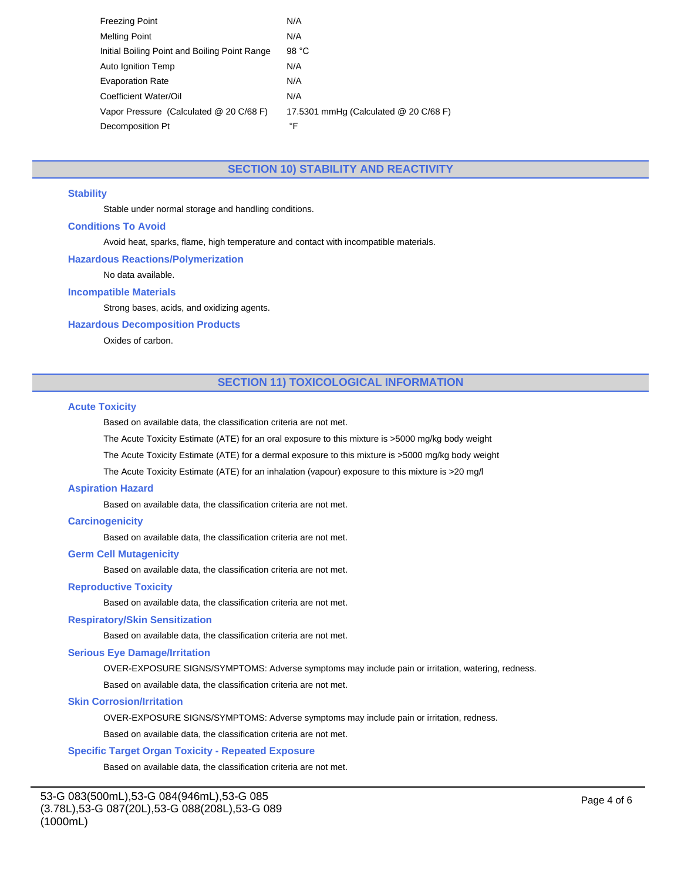| | |
|---|---|
| Freezing Point | N/A |
| Melting Point | N/A |
| Initial Boiling Point and Boiling Point Range | 98 °C |
| Auto Ignition Temp | N/A |
| Evaporation Rate | N/A |
| Coefficient Water/Oil | N/A |
| Vapor Pressure (Calculated @ 20 C/68 F) | 17.5301 mmHg (Calculated @ 20 C/68 F) |
| Decomposition Pt | °F |

## SECTION 10) STABILITY AND REACTIVITY

### Stability

Stable under normal storage and handling conditions.

### Conditions To Avoid

Avoid heat, sparks, flame, high temperature and contact with incompatible materials.

### Hazardous Reactions/Polymerization

No data available.

### Incompatible Materials

Strong bases, acids, and oxidizing agents.

### Hazardous Decomposition Products

Oxides of carbon.

## SECTION 11) TOXICOLOGICAL INFORMATION

### Acute Toxicity

Based on available data, the classification criteria are not met.

The Acute Toxicity Estimate (ATE) for an oral exposure to this mixture is >5000 mg/kg body weight

The Acute Toxicity Estimate (ATE) for a dermal exposure to this mixture is >5000 mg/kg body weight

The Acute Toxicity Estimate (ATE) for an inhalation (vapour) exposure to this mixture is >20 mg/l

### Aspiration Hazard

Based on available data, the classification criteria are not met.

### Carcinogenicity

Based on available data, the classification criteria are not met.

### Germ Cell Mutagenicity

Based on available data, the classification criteria are not met.

### Reproductive Toxicity

Based on available data, the classification criteria are not met.

### Respiratory/Skin Sensitization

Based on available data, the classification criteria are not met.

### Serious Eye Damage/Irritation

OVER-EXPOSURE SIGNS/SYMPTOMS: Adverse symptoms may include pain or irritation, watering, redness.

Based on available data, the classification criteria are not met.

### Skin Corrosion/Irritation

OVER-EXPOSURE SIGNS/SYMPTOMS: Adverse symptoms may include pain or irritation, redness.

Based on available data, the classification criteria are not met.

### Specific Target Organ Toxicity - Repeated Exposure

Based on available data, the classification criteria are not met.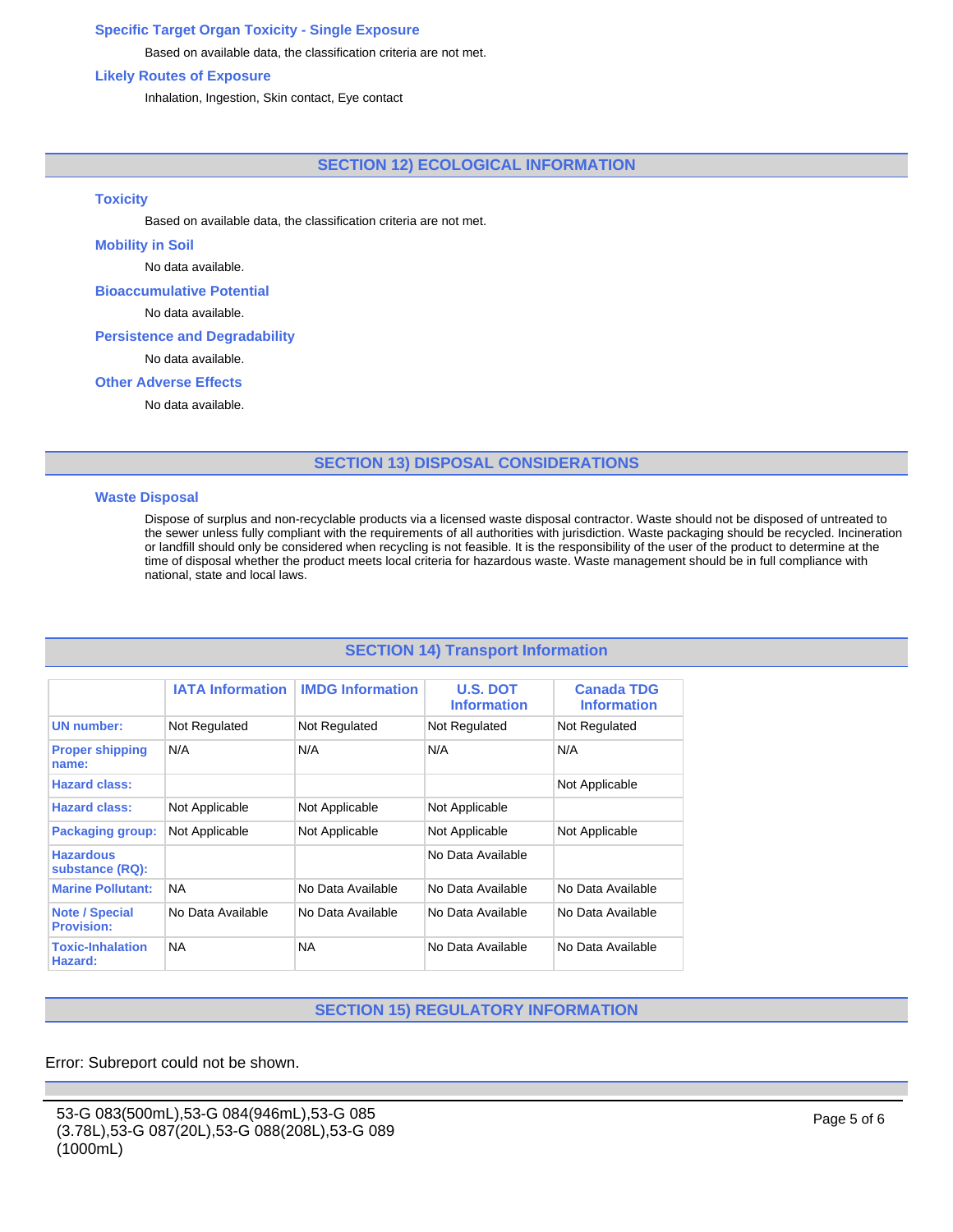### Specific Target Organ Toxicity - Single Exposure

Based on available data, the classification criteria are not met.

### Likely Routes of Exposure

Inhalation, Ingestion, Skin contact, Eye contact

## SECTION 12) ECOLOGICAL INFORMATION

### Toxicity

Based on available data, the classification criteria are not met.

### Mobility in Soil

No data available.

### Bioaccumulative Potential

No data available.

### Persistence and Degradability

No data available.

### Other Adverse Effects

No data available.

## SECTION 13) DISPOSAL CONSIDERATIONS

### Waste Disposal

Dispose of surplus and non-recyclable products via a licensed waste disposal contractor. Waste should not be disposed of untreated to the sewer unless fully compliant with the requirements of all authorities with jurisdiction. Waste packaging should be recycled. Incineration or landfill should only be considered when recycling is not feasible. It is the responsibility of the user of the product to determine at the time of disposal whether the product meets local criteria for hazardous waste. Waste management should be in full compliance with national, state and local laws.

## SECTION 14) Transport Information

| | IATA Information | IMDG Information | U.S. DOT Information | Canada TDG Information |
|---|---|---|---|---|
| UN number: | Not Regulated | Not Regulated | Not Regulated | Not Regulated |
| Proper shipping name: | N/A | N/A | N/A | N/A |
| Hazard class: | | | | Not Applicable |
| Hazard class: | Not Applicable | Not Applicable | Not Applicable | |
| Packaging group: | Not Applicable | Not Applicable | Not Applicable | Not Applicable |
| Hazardous substance (RQ): | | | No Data Available | |
| Marine Pollutant: | NA | No Data Available | No Data Available | No Data Available |
| Note / Special Provision: | No Data Available | No Data Available | No Data Available | No Data Available |
| Toxic-Inhalation Hazard: | NA | NA | No Data Available | No Data Available |

## SECTION 15) REGULATORY INFORMATION

Error: Subreport could not be shown.

53-G 083(500mL),53-G 084(946mL),53-G 085 (3.78L),53-G 087(20L),53-G 088(208L),53-G 089 (1000mL)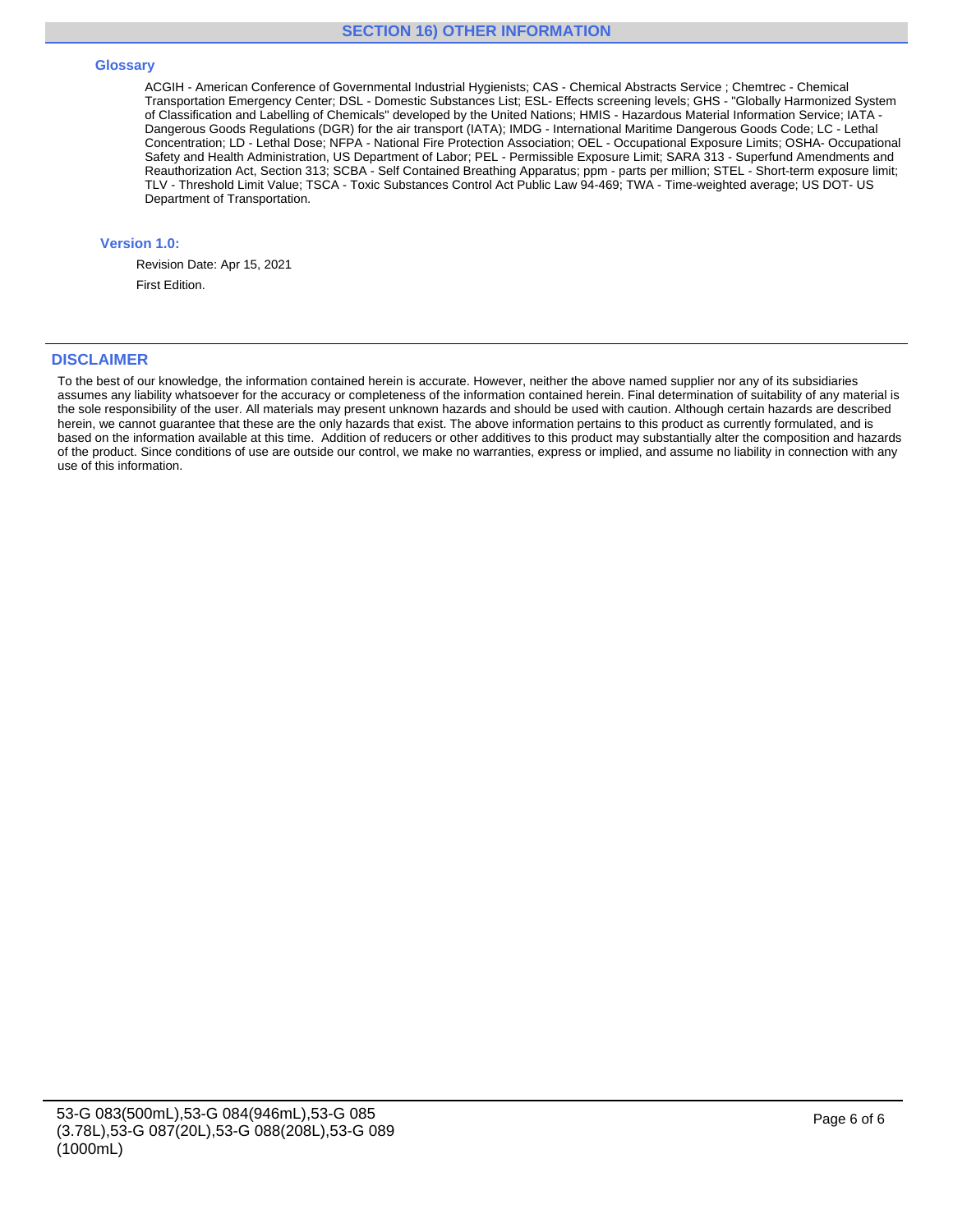## SECTION 16) OTHER INFORMATION

### Glossary

ACGIH - American Conference of Governmental Industrial Hygienists; CAS - Chemical Abstracts Service ; Chemtrec - Chemical Transportation Emergency Center; DSL - Domestic Substances List; ESL- Effects screening levels; GHS - "Globally Harmonized System of Classification and Labelling of Chemicals" developed by the United Nations; HMIS - Hazardous Material Information Service; IATA - Dangerous Goods Regulations (DGR) for the air transport (IATA); IMDG - International Maritime Dangerous Goods Code; LC - Lethal Concentration; LD - Lethal Dose; NFPA - National Fire Protection Association; OEL - Occupational Exposure Limits; OSHA- Occupational Safety and Health Administration, US Department of Labor; PEL - Permissible Exposure Limit; SARA 313 - Superfund Amendments and Reauthorization Act, Section 313; SCBA - Self Contained Breathing Apparatus; ppm - parts per million; STEL - Short-term exposure limit; TLV - Threshold Limit Value; TSCA - Toxic Substances Control Act Public Law 94-469; TWA - Time-weighted average; US DOT- US Department of Transportation.

### Version 1.0:

Revision Date: Apr 15, 2021

First Edition.

## DISCLAIMER

To the best of our knowledge, the information contained herein is accurate. However, neither the above named supplier nor any of its subsidiaries assumes any liability whatsoever for the accuracy or completeness of the information contained herein. Final determination of suitability of any material is the sole responsibility of the user. All materials may present unknown hazards and should be used with caution. Although certain hazards are described herein, we cannot guarantee that these are the only hazards that exist. The above information pertains to this product as currently formulated, and is based on the information available at this time. Addition of reducers or other additives to this product may substantially alter the composition and hazards of the product. Since conditions of use are outside our control, we make no warranties, express or implied, and assume no liability in connection with any use of this information.